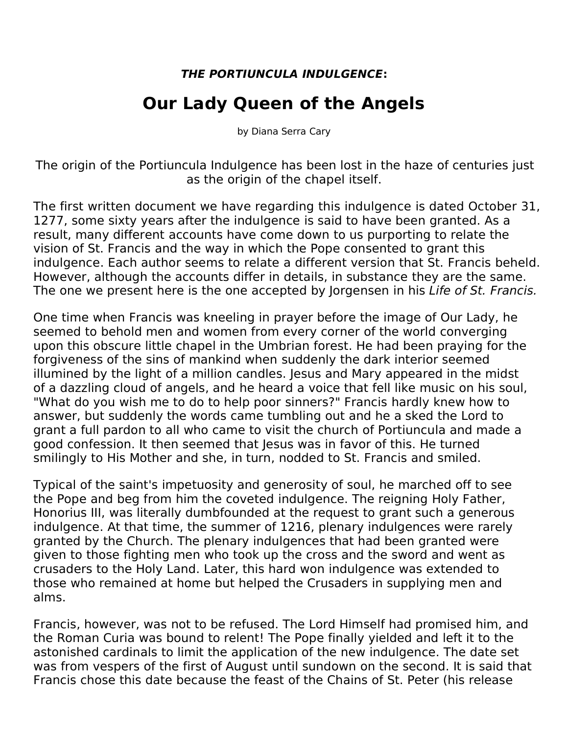**_THE PORTIUNCULA INDULGENCE_:**

# Our Lady Queen of the Angels

by Diana Serra Cary

The origin of the Portiuncula Indulgence has been lost in the haze of centuries just as the origin of the chapel itself.

The first written document we have regarding this indulgence is dated October 31, 1277, some sixty years after the indulgence is said to have been granted. As a result, many different accounts have come down to us purporting to relate the vision of St. Francis and the way in which the Pope consented to grant this indulgence. Each author seems to relate a different version that St. Francis beheld. However, although the accounts differ in details, in substance they are the same. The one we present here is the one accepted by Jorgensen in his *Life of St. Francis.*

One time when Francis was kneeling in prayer before the image of Our Lady, he seemed to behold men and women from every corner of the world converging upon this obscure little chapel in the Umbrian forest. He had been praying for the forgiveness of the sins of mankind when suddenly the dark interior seemed illumined by the light of a million candles. Jesus and Mary appeared in the midst of a dazzling cloud of angels, and he heard a voice that fell like music on his soul, "What do you wish me to do to help poor sinners?" Francis hardly knew how to answer, but suddenly the words came tumbling out and he a sked the Lord to grant a full pardon to all who came to visit the church of Portiuncula and made a good confession. It then seemed that Jesus was in favor of this. He turned smilingly to His Mother and she, in turn, nodded to St. Francis and smiled.

Typical of the saint's impetuosity and generosity of soul, he marched off to see the Pope and beg from him the coveted indulgence. The reigning Holy Father, Honorius III, was literally dumbfounded at the request to grant such a generous indulgence. At that time, the summer of 1216, plenary indulgences were rarely granted by the Church. The plenary indulgences that had been granted were given to those fighting men who took up the cross and the sword and went as crusaders to the Holy Land. Later, this hard won indulgence was extended to those who remained at home but helped the Crusaders in supplying men and alms.

Francis, however, was not to be refused. The Lord Himself had promised him, and the Roman Curia was bound to relent! The Pope finally yielded and left it to the astonished cardinals to limit the application of the new indulgence. The date set was from vespers of the first of August until sundown on the second. It is said that Francis chose this date because the feast of the Chains of St. Peter (his release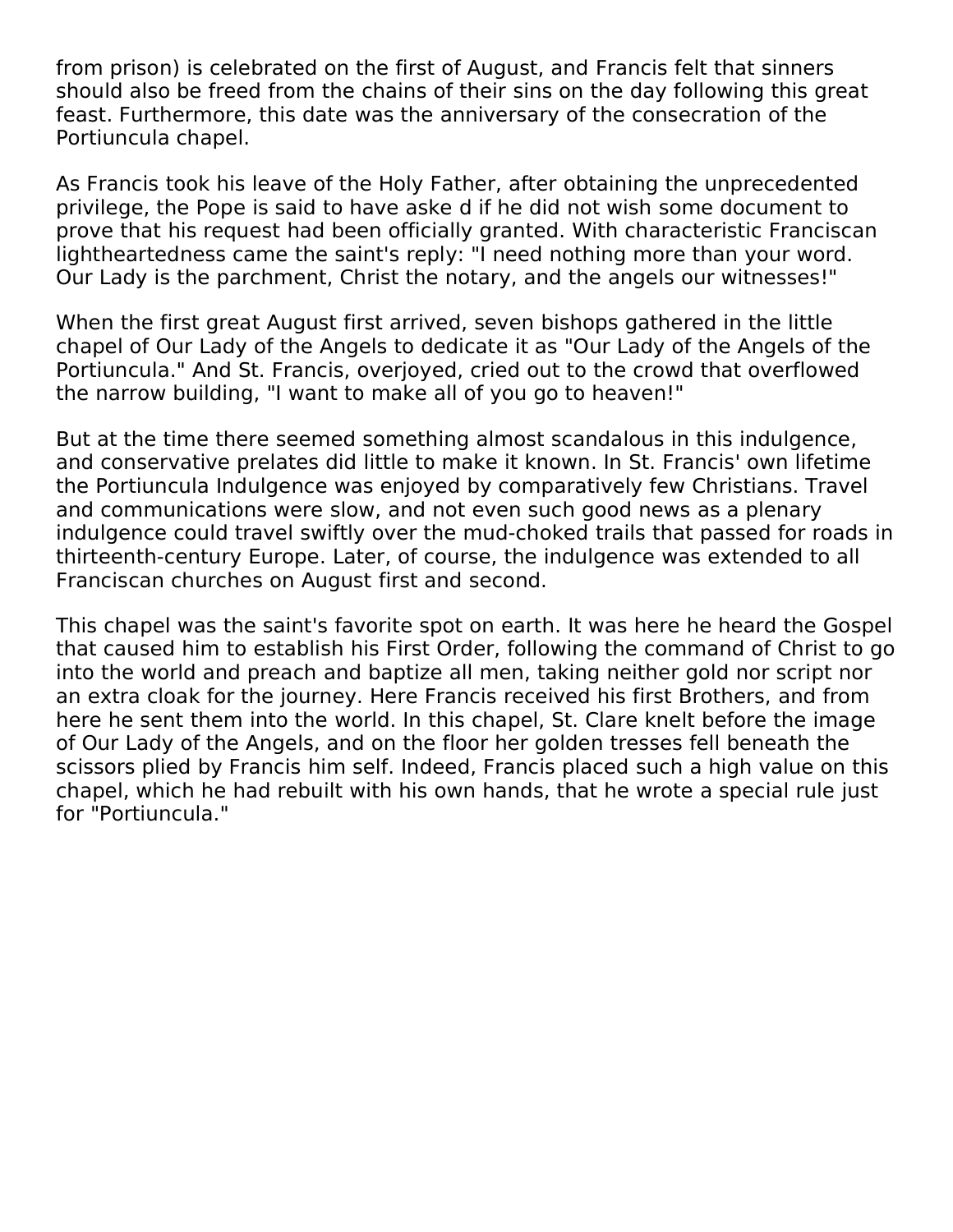from prison) is celebrated on the first of August, and Francis felt that sinners should also be freed from the chains of their sins on the day following this great feast. Furthermore, this date was the anniversary of the consecration of the Portiuncula chapel.

As Francis took his leave of the Holy Father, after obtaining the unprecedented privilege, the Pope is said to have aske d if he did not wish some document to prove that his request had been officially granted. With characteristic Franciscan lightheartedness came the saint's reply: "I need nothing more than your word. Our Lady is the parchment, Christ the notary, and the angels our witnesses!"

When the first great August first arrived, seven bishops gathered in the little chapel of Our Lady of the Angels to dedicate it as "Our Lady of the Angels of the Portiuncula." And St. Francis, overjoyed, cried out to the crowd that overflowed the narrow building, "I want to make all of you go to heaven!"

But at the time there seemed something almost scandalous in this indulgence, and conservative prelates did little to make it known. In St. Francis' own lifetime the Portiuncula Indulgence was enjoyed by comparatively few Christians. Travel and communications were slow, and not even such good news as a plenary indulgence could travel swiftly over the mud-choked trails that passed for roads in thirteenth-century Europe. Later, of course, the indulgence was extended to all Franciscan churches on August first and second.

This chapel was the saint's favorite spot on earth. It was here he heard the Gospel that caused him to establish his First Order, following the command of Christ to go into the world and preach and baptize all men, taking neither gold nor script nor an extra cloak for the journey. Here Francis received his first Brothers, and from here he sent them into the world. In this chapel, St. Clare knelt before the image of Our Lady of the Angels, and on the floor her golden tresses fell beneath the scissors plied by Francis him self. Indeed, Francis placed such a high value on this chapel, which he had rebuilt with his own hands, that he wrote a special rule just for "Portiuncula."